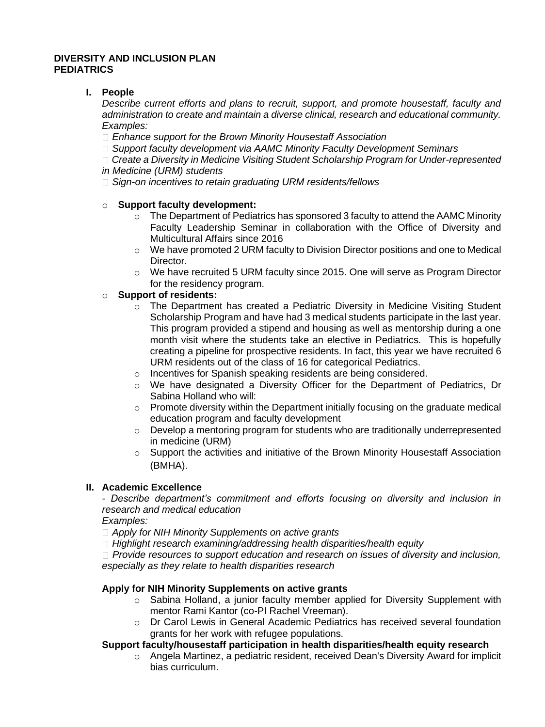**DIVERSITY AND INCLUSION PLAN**
**PEDIATRICS**

## I. People

*Describe current efforts and plans to recruit, support, and promote housestaff, faculty and administration to create and maintain a diverse clinical, research and educational community. Examples:*

- *Enhance support for the Brown Minority Housestaff Association*
- *Support faculty development via AAMC Minority Faculty Development Seminars*
- *Create a Diversity in Medicine Visiting Student Scholarship Program for Under-represented in Medicine (URM) students*
- *Sign-on incentives to retain graduating URM residents/fellows*

- **Support faculty development:**
  - The Department of Pediatrics has sponsored 3 faculty to attend the AAMC Minority Faculty Leadership Seminar in collaboration with the Office of Diversity and Multicultural Affairs since 2016
  - We have promoted 2 URM faculty to Division Director positions and one to Medical Director.
  - We have recruited 5 URM faculty since 2015. One will serve as Program Director for the residency program.
- **Support of residents:**
  - The Department has created a Pediatric Diversity in Medicine Visiting Student Scholarship Program and have had 3 medical students participate in the last year. This program provided a stipend and housing as well as mentorship during a one month visit where the students take an elective in Pediatrics. This is hopefully creating a pipeline for prospective residents. In fact, this year we have recruited 6 URM residents out of the class of 16 for categorical Pediatrics.
  - Incentives for Spanish speaking residents are being considered.
  - We have designated a Diversity Officer for the Department of Pediatrics, Dr Sabina Holland who will:
  - Promote diversity within the Department initially focusing on the graduate medical education program and faculty development
  - Develop a mentoring program for students who are traditionally underrepresented in medicine (URM)
  - Support the activities and initiative of the Brown Minority Housestaff Association (BMHA).

## II. Academic Excellence

*- Describe department's commitment and efforts focusing on diversity and inclusion in research and medical education*

*Examples:*

- *Apply for NIH Minority Supplements on active grants*
- *Highlight research examining/addressing health disparities/health equity*
- *Provide resources to support education and research on issues of diversity and inclusion, especially as they relate to health disparities research*

**Apply for NIH Minority Supplements on active grants**

- Sabina Holland, a junior faculty member applied for Diversity Supplement with mentor Rami Kantor (co-PI Rachel Vreeman).
- Dr Carol Lewis in General Academic Pediatrics has received several foundation grants for her work with refugee populations.

**Support faculty/housestaff participation in health disparities/health equity research**

- Angela Martinez, a pediatric resident, received Dean's Diversity Award for implicit bias curriculum.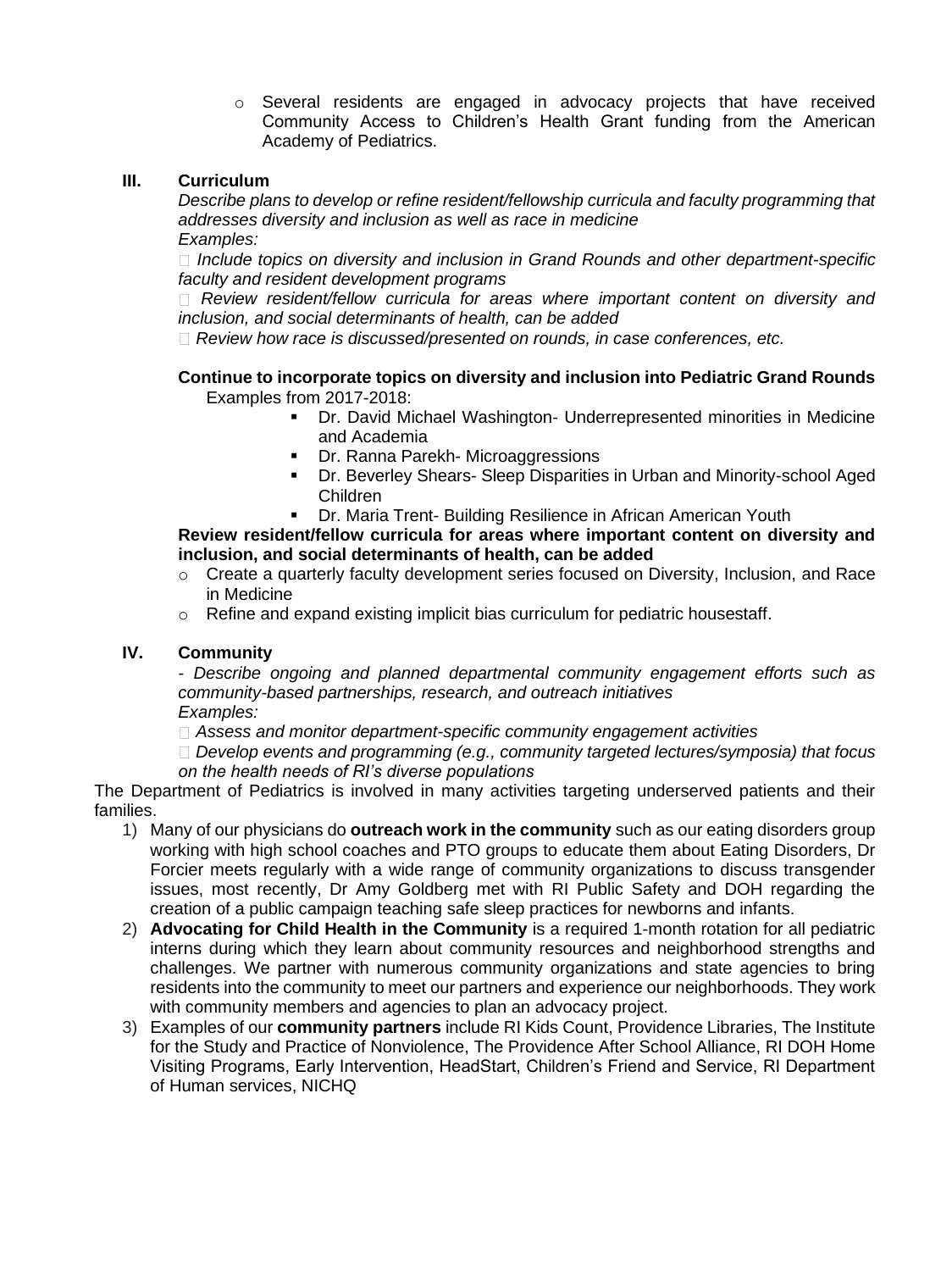- Several residents are engaged in advocacy projects that have received Community Access to Children's Health Grant funding from the American Academy of Pediatrics.

## III. Curriculum

*Describe plans to develop or refine resident/fellowship curricula and faculty programming that addresses diversity and inclusion as well as race in medicine*

*Examples:*

- *Include topics on diversity and inclusion in Grand Rounds and other department-specific faculty and resident development programs*
- *Review resident/fellow curricula for areas where important content on diversity and inclusion, and social determinants of health, can be added*
- *Review how race is discussed/presented on rounds, in case conferences, etc.*

**Continue to incorporate topics on diversity and inclusion into Pediatric Grand Rounds**

Examples from 2017-2018:

- Dr. David Michael Washington- Underrepresented minorities in Medicine and Academia
- Dr. Ranna Parekh- Microaggressions
- Dr. Beverley Shears- Sleep Disparities in Urban and Minority-school Aged Children
- Dr. Maria Trent- Building Resilience in African American Youth

**Review resident/fellow curricula for areas where important content on diversity and inclusion, and social determinants of health, can be added**

- Create a quarterly faculty development series focused on Diversity, Inclusion, and Race in Medicine
- Refine and expand existing implicit bias curriculum for pediatric housestaff.

## IV. Community

*- Describe ongoing and planned departmental community engagement efforts such as community-based partnerships, research, and outreach initiatives*

*Examples:*

- *Assess and monitor department-specific community engagement activities*
- *Develop events and programming (e.g., community targeted lectures/symposia) that focus on the health needs of RI's diverse populations*

The Department of Pediatrics is involved in many activities targeting underserved patients and their families.

1) Many of our physicians do **outreach work in the community** such as our eating disorders group working with high school coaches and PTO groups to educate them about Eating Disorders, Dr Forcier meets regularly with a wide range of community organizations to discuss transgender issues, most recently, Dr Amy Goldberg met with RI Public Safety and DOH regarding the creation of a public campaign teaching safe sleep practices for newborns and infants.
2) **Advocating for Child Health in the Community** is a required 1-month rotation for all pediatric interns during which they learn about community resources and neighborhood strengths and challenges. We partner with numerous community organizations and state agencies to bring residents into the community to meet our partners and experience our neighborhoods. They work with community members and agencies to plan an advocacy project.
3) Examples of our **community partners** include RI Kids Count, Providence Libraries, The Institute for the Study and Practice of Nonviolence, The Providence After School Alliance, RI DOH Home Visiting Programs, Early Intervention, HeadStart, Children's Friend and Service, RI Department of Human services, NICHQ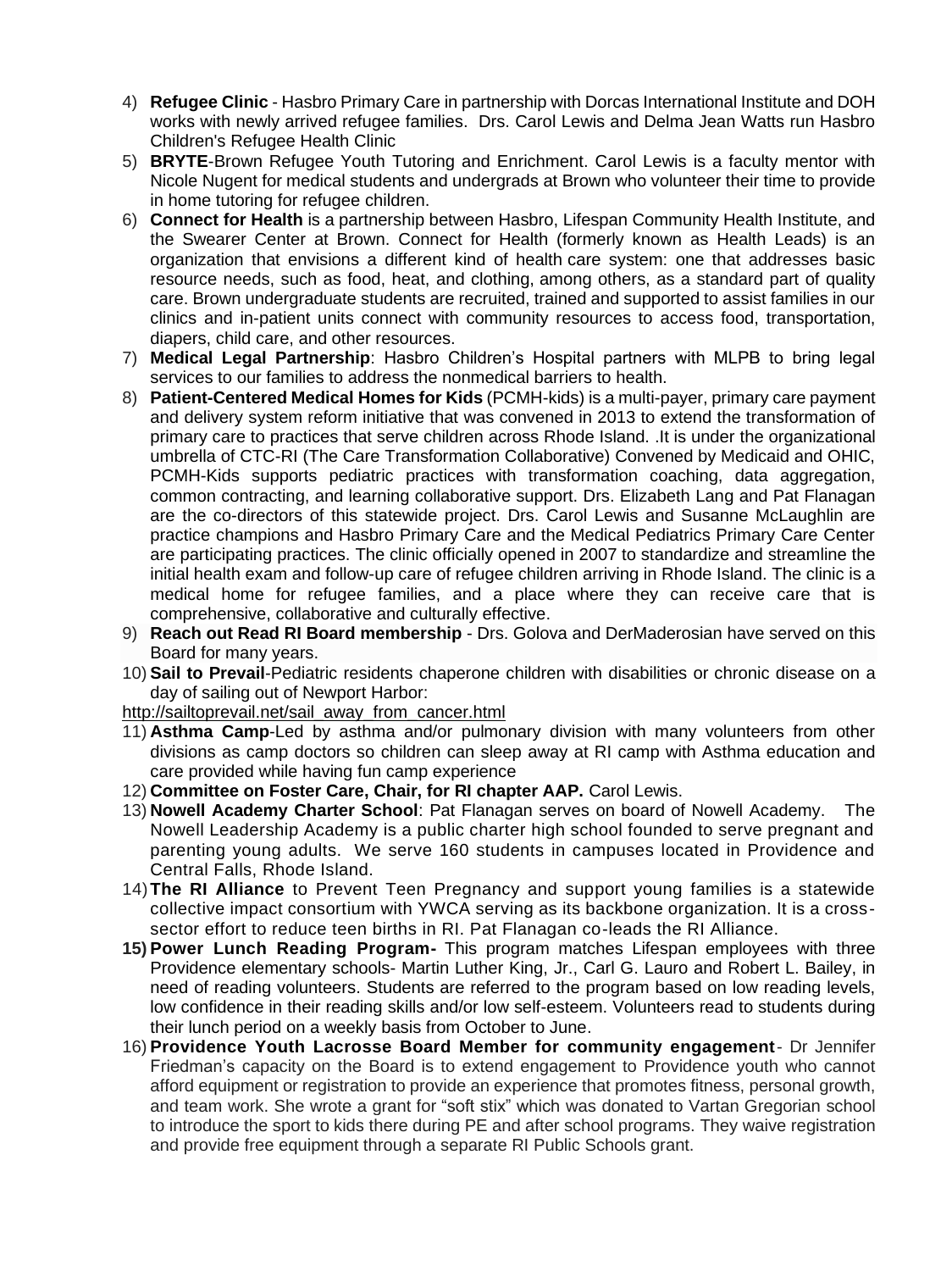4) **Refugee Clinic** - Hasbro Primary Care in partnership with Dorcas International Institute and DOH works with newly arrived refugee families. Drs. Carol Lewis and Delma Jean Watts run Hasbro Children's Refugee Health Clinic
5) **BRYTE**-Brown Refugee Youth Tutoring and Enrichment. Carol Lewis is a faculty mentor with Nicole Nugent for medical students and undergrads at Brown who volunteer their time to provide in home tutoring for refugee children.
6) **Connect for Health** is a partnership between Hasbro, Lifespan Community Health Institute, and the Swearer Center at Brown. Connect for Health (formerly known as Health Leads) is an organization that envisions a different kind of health care system: one that addresses basic resource needs, such as food, heat, and clothing, among others, as a standard part of quality care. Brown undergraduate students are recruited, trained and supported to assist families in our clinics and in-patient units connect with community resources to access food, transportation, diapers, child care, and other resources.
7) **Medical Legal Partnership**: Hasbro Children's Hospital partners with MLPB to bring legal services to our families to address the nonmedical barriers to health.
8) **Patient-Centered Medical Homes for Kids** (PCMH-kids) is a multi-payer, primary care payment and delivery system reform initiative that was convened in 2013 to extend the transformation of primary care to practices that serve children across Rhode Island. .It is under the organizational umbrella of CTC-RI (The Care Transformation Collaborative) Convened by Medicaid and OHIC, PCMH-Kids supports pediatric practices with transformation coaching, data aggregation, common contracting, and learning collaborative support. Drs. Elizabeth Lang and Pat Flanagan are the co-directors of this statewide project. Drs. Carol Lewis and Susanne McLaughlin are practice champions and Hasbro Primary Care and the Medical Pediatrics Primary Care Center are participating practices. The clinic officially opened in 2007 to standardize and streamline the initial health exam and follow-up care of refugee children arriving in Rhode Island. The clinic is a medical home for refugee families, and a place where they can receive care that is comprehensive, collaborative and culturally effective.
9) **Reach out Read RI Board membership** - Drs. Golova and DerMaderosian have served on this Board for many years.
10) **Sail to Prevail**-Pediatric residents chaperone children with disabilities or chronic disease on a day of sailing out of Newport Harbor:

http://sailtoprevail.net/sail_away_from_cancer.html

11) **Asthma Camp**-Led by asthma and/or pulmonary division with many volunteers from other divisions as camp doctors so children can sleep away at RI camp with Asthma education and care provided while having fun camp experience
12) **Committee on Foster Care, Chair, for RI chapter AAP.** Carol Lewis.
13) **Nowell Academy Charter School**: Pat Flanagan serves on board of Nowell Academy. The Nowell Leadership Academy is a public charter high school founded to serve pregnant and parenting young adults. We serve 160 students in campuses located in Providence and Central Falls, Rhode Island.
14) **The RI Alliance** to Prevent Teen Pregnancy and support young families is a statewide collective impact consortium with YWCA serving as its backbone organization. It is a cross-sector effort to reduce teen births in RI. Pat Flanagan co-leads the RI Alliance.
15) **Power Lunch Reading Program-** This program matches Lifespan employees with three Providence elementary schools- Martin Luther King, Jr., Carl G. Lauro and Robert L. Bailey, in need of reading volunteers. Students are referred to the program based on low reading levels, low confidence in their reading skills and/or low self-esteem. Volunteers read to students during their lunch period on a weekly basis from October to June.
16) **Providence Youth Lacrosse Board Member for community engagement**- Dr Jennifer Friedman's capacity on the Board is to extend engagement to Providence youth who cannot afford equipment or registration to provide an experience that promotes fitness, personal growth, and team work. She wrote a grant for "soft stix" which was donated to Vartan Gregorian school to introduce the sport to kids there during PE and after school programs. They waive registration and provide free equipment through a separate RI Public Schools grant.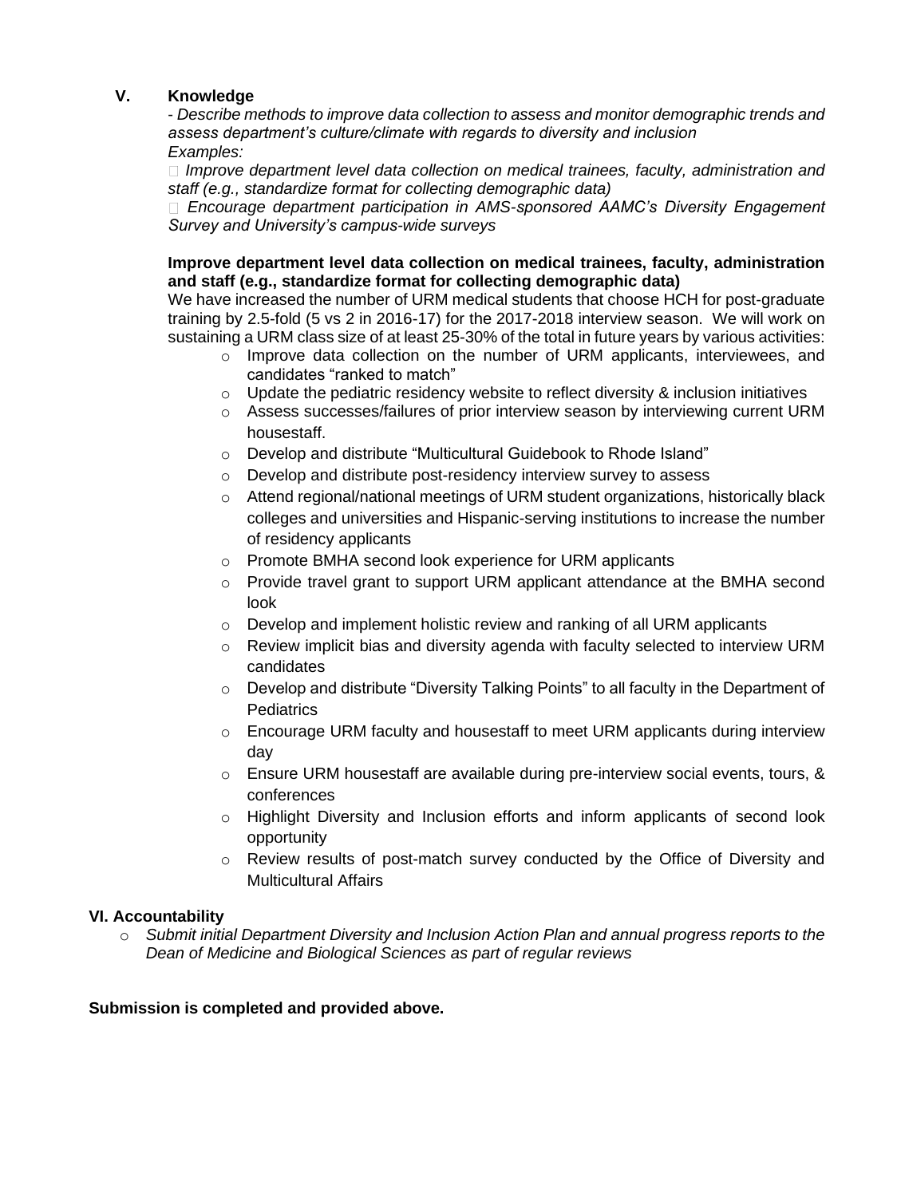## V. Knowledge

*- Describe methods to improve data collection to assess and monitor demographic trends and assess department's culture/climate with regards to diversity and inclusion*

*Examples:*

- *Improve department level data collection on medical trainees, faculty, administration and staff (e.g., standardize format for collecting demographic data)*
- *Encourage department participation in AMS-sponsored AAMC's Diversity Engagement Survey and University's campus-wide surveys*

**Improve department level data collection on medical trainees, faculty, administration and staff (e.g., standardize format for collecting demographic data)**

We have increased the number of URM medical students that choose HCH for post-graduate training by 2.5-fold (5 vs 2 in 2016-17) for the 2017-2018 interview season. We will work on sustaining a URM class size of at least 25-30% of the total in future years by various activities:

- Improve data collection on the number of URM applicants, interviewees, and candidates "ranked to match"
- Update the pediatric residency website to reflect diversity & inclusion initiatives
- Assess successes/failures of prior interview season by interviewing current URM housestaff.
- Develop and distribute "Multicultural Guidebook to Rhode Island"
- Develop and distribute post-residency interview survey to assess
- Attend regional/national meetings of URM student organizations, historically black colleges and universities and Hispanic-serving institutions to increase the number of residency applicants
- Promote BMHA second look experience for URM applicants
- Provide travel grant to support URM applicant attendance at the BMHA second look
- Develop and implement holistic review and ranking of all URM applicants
- Review implicit bias and diversity agenda with faculty selected to interview URM candidates
- Develop and distribute "Diversity Talking Points" to all faculty in the Department of Pediatrics
- Encourage URM faculty and housestaff to meet URM applicants during interview day
- Ensure URM housestaff are available during pre-interview social events, tours, & conferences
- Highlight Diversity and Inclusion efforts and inform applicants of second look opportunity
- Review results of post-match survey conducted by the Office of Diversity and Multicultural Affairs

## VI. Accountability

- *Submit initial Department Diversity and Inclusion Action Plan and annual progress reports to the Dean of Medicine and Biological Sciences as part of regular reviews*

**Submission is completed and provided above.**